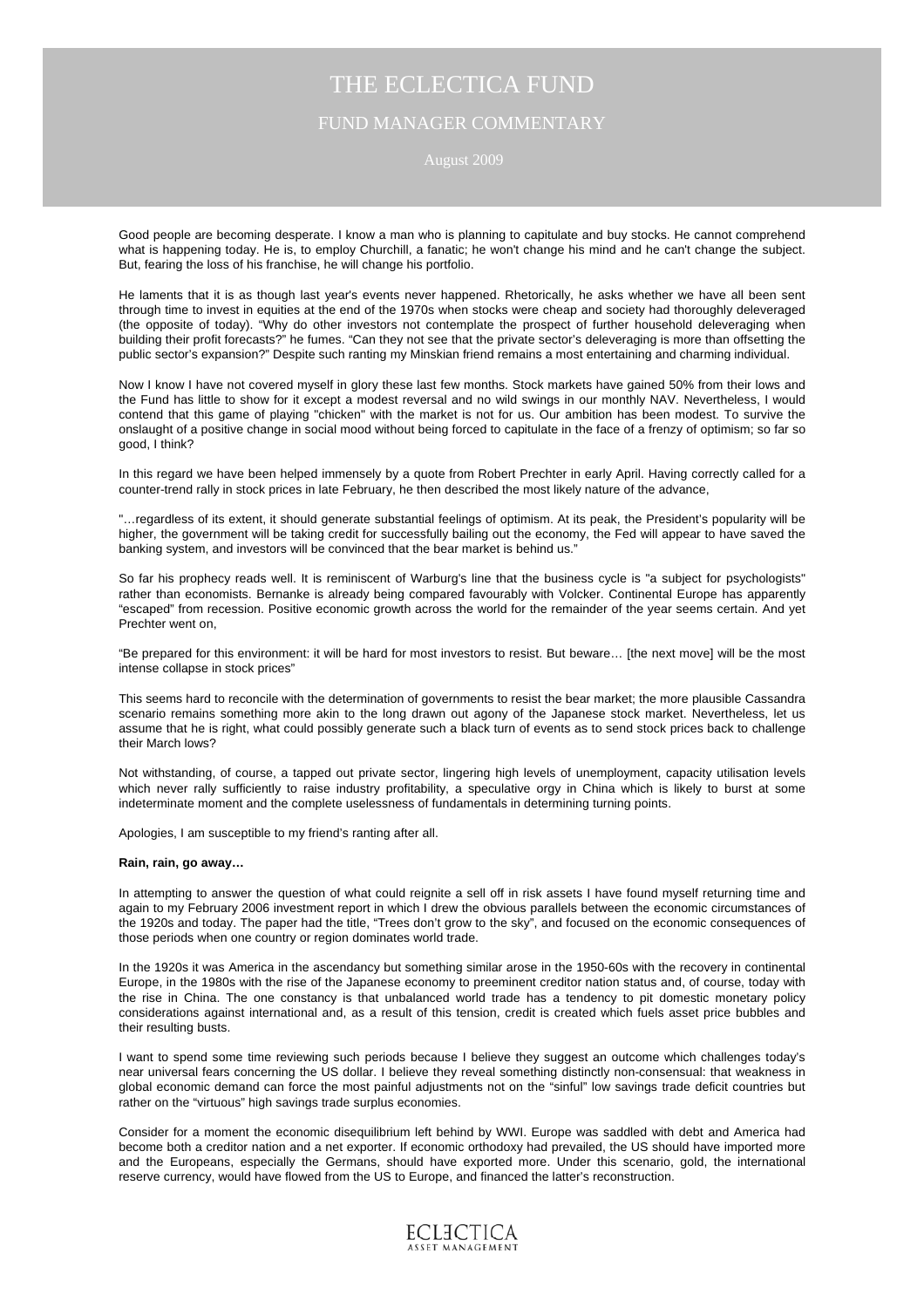# THE ECLECTICA FUND

## FUND MANAGER COMMENTARY

August 2009

Good people are becoming desperate. I know a man who is planning to capitulate and buy stocks. He cannot comprehend what is happening today. He is, to employ Churchill, a fanatic; he won't change his mind and he can't change the subject. But, fearing the loss of his franchise, he will change his portfolio.

He laments that it is as though last year's events never happened. Rhetorically, he asks whether we have all been sent through time to invest in equities at the end of the 1970s when stocks were cheap and society had thoroughly deleveraged (the opposite of today). "Why do other investors not contemplate the prospect of further household deleveraging when building their profit forecasts?" he fumes. "Can they not see that the private sector's deleveraging is more than offsetting the public sector's expansion?" Despite such ranting my Minskian friend remains a most entertaining and charming individual.

Now I know I have not covered myself in glory these last few months. Stock markets have gained 50% from their lows and the Fund has little to show for it except a modest reversal and no wild swings in our monthly NAV. Nevertheless, I would contend that this game of playing "chicken" with the market is not for us. Our ambition has been modest. To survive the onslaught of a positive change in social mood without being forced to capitulate in the face of a frenzy of optimism; so far so good, I think?

In this regard we have been helped immensely by a quote from Robert Prechter in early April. Having correctly called for a counter-trend rally in stock prices in late February, he then described the most likely nature of the advance,

"…regardless of its extent, it should generate substantial feelings of optimism. At its peak, the President's popularity will be higher, the government will be taking credit for successfully bailing out the economy, the Fed will appear to have saved the banking system, and investors will be convinced that the bear market is behind us."

So far his prophecy reads well. It is reminiscent of Warburg's line that the business cycle is "a subject for psychologists" rather than economists. Bernanke is already being compared favourably with Volcker. Continental Europe has apparently "escaped" from recession. Positive economic growth across the world for the remainder of the year seems certain. And yet Prechter went on,

"Be prepared for this environment: it will be hard for most investors to resist. But beware… [the next move] will be the most intense collapse in stock prices"

This seems hard to reconcile with the determination of governments to resist the bear market; the more plausible Cassandra scenario remains something more akin to the long drawn out agony of the Japanese stock market. Nevertheless, let us assume that he is right, what could possibly generate such a black turn of events as to send stock prices back to challenge their March lows?

Not withstanding, of course, a tapped out private sector, lingering high levels of unemployment, capacity utilisation levels which never rally sufficiently to raise industry profitability, a speculative orgy in China which is likely to burst at some indeterminate moment and the complete uselessness of fundamentals in determining turning points.

Apologies, I am susceptible to my friend's ranting after all.

**Rain, rain, go away…**

In attempting to answer the question of what could reignite a sell off in risk assets I have found myself returning time and again to my February 2006 investment report in which I drew the obvious parallels between the economic circumstances of the 1920s and today. The paper had the title, "Trees don't grow to the sky", and focused on the economic consequences of those periods when one country or region dominates world trade.

In the 1920s it was America in the ascendancy but something similar arose in the 1950-60s with the recovery in continental Europe, in the 1980s with the rise of the Japanese economy to preeminent creditor nation status and, of course, today with the rise in China. The one constancy is that unbalanced world trade has a tendency to pit domestic monetary policy considerations against international and, as a result of this tension, credit is created which fuels asset price bubbles and their resulting busts.

I want to spend some time reviewing such periods because I believe they suggest an outcome which challenges today's near universal fears concerning the US dollar. I believe they reveal something distinctly non-consensual: that weakness in global economic demand can force the most painful adjustments not on the "sinful" low savings trade deficit countries but rather on the "virtuous" high savings trade surplus economies.

Consider for a moment the economic disequilibrium left behind by WWI. Europe was saddled with debt and America had become both a creditor nation and a net exporter. If economic orthodoxy had prevailed, the US should have imported more and the Europeans, especially the Germans, should have exported more. Under this scenario, gold, the international reserve currency, would have flowed from the US to Europe, and financed the latter's reconstruction.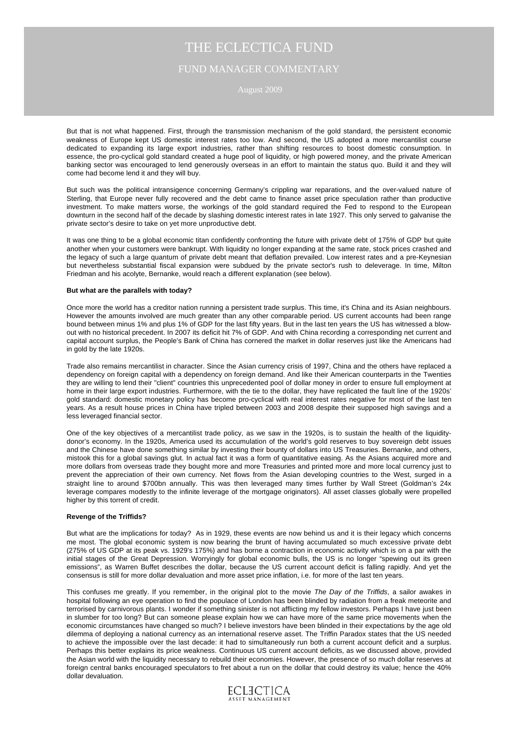But that is not what happened. First, through the transmission mechanism of the gold standard, the persistent economic weakness of Europe kept US domestic interest rates too low. And second, the US adopted a more mercantilist course dedicated to expanding its large export industries, rather than shifting resources to boost domestic consumption. In essence, the pro-cyclical gold standard created a huge pool of liquidity, or high powered money, and the private American banking sector was encouraged to lend generously overseas in an effort to maintain the status quo. Build it and they will come had become lend it and they will buy.

But such was the political intransigence concerning Germany's crippling war reparations, and the over-valued nature of Sterling, that Europe never fully recovered and the debt came to finance asset price speculation rather than productive investment. To make matters worse, the workings of the gold standard required the Fed to respond to the European downturn in the second half of the decade by slashing domestic interest rates in late 1927. This only served to galvanise the private sector's desire to take on yet more unproductive debt.

It was one thing to be a global economic titan confidently confronting the future with private debt of 175% of GDP but quite another when your customers were bankrupt. With liquidity no longer expanding at the same rate, stock prices crashed and the legacy of such a large quantum of private debt meant that deflation prevailed. Low interest rates and a pre-Keynesian but nevertheless substantial fiscal expansion were subdued by the private sector's rush to deleverage. In time, Milton Friedman and his acolyte, Bernanke, would reach a different explanation (see below).

**But what are the parallels with today?**

Once more the world has a creditor nation running a persistent trade surplus. This time, it's China and its Asian neighbours. However the amounts involved are much greater than any other comparable period. US current accounts had been range bound between minus 1% and plus 1% of GDP for the last fifty years. But in the last ten years the US has witnessed a blow-out with no historical precedent. In 2007 its deficit hit 7% of GDP. And with China recording a corresponding net current and capital account surplus, the People's Bank of China has cornered the market in dollar reserves just like the Americans had in gold by the late 1920s.

Trade also remains mercantilist in character. Since the Asian currency crisis of 1997, China and the others have replaced a dependency on foreign capital with a dependency on foreign demand. And like their American counterparts in the Twenties they are willing to lend their "client" countries this unprecedented pool of dollar money in order to ensure full employment at home in their large export industries. Furthermore, with the tie to the dollar, they have replicated the fault line of the 1920s' gold standard: domestic monetary policy has become pro-cyclical with real interest rates negative for most of the last ten years. As a result house prices in China have tripled between 2003 and 2008 despite their supposed high savings and a less leveraged financial sector.

One of the key objectives of a mercantilist trade policy, as we saw in the 1920s, is to sustain the health of the liquidity-donor's economy. In the 1920s, America used its accumulation of the world's gold reserves to buy sovereign debt issues and the Chinese have done something similar by investing their bounty of dollars into US Treasuries. Bernanke, and others, mistook this for a global savings glut. In actual fact it was a form of quantitative easing. As the Asians acquired more and more dollars from overseas trade they bought more and more Treasuries and printed more and more local currency just to prevent the appreciation of their own currency. Net flows from the Asian developing countries to the West, surged in a straight line to around $700bn annually. This was then leveraged many times further by Wall Street (Goldman's 24x leverage compares modestly to the infinite leverage of the mortgage originators). All asset classes globally were propelled higher by this torrent of credit.

**Revenge of the Triffids?**

But what are the implications for today? As in 1929, these events are now behind us and it is their legacy which concerns me most. The global economic system is now bearing the brunt of having accumulated so much excessive private debt (275% of US GDP at its peak vs. 1929's 175%) and has borne a contraction in economic activity which is on a par with the initial stages of the Great Depression. Worryingly for global economic bulls, the US is no longer "spewing out its green emissions", as Warren Buffet describes the dollar, because the US current account deficit is falling rapidly. And yet the consensus is still for more dollar devaluation and more asset price inflation, i.e. for more of the last ten years.

This confuses me greatly. If you remember, in the original plot to the movie *The Day of the Triffids*, a sailor awakes in hospital following an eye operation to find the populace of London has been blinded by radiation from a freak meteorite and terrorised by carnivorous plants. I wonder if something sinister is not afflicting my fellow investors. Perhaps I have just been in slumber for too long? But can someone please explain how we can have more of the same price movements when the economic circumstances have changed so much? I believe investors have been blinded in their expectations by the age old dilemma of deploying a national currency as an international reserve asset. The Triffin Paradox states that the US needed to achieve the impossible over the last decade: it had to simultaneously run both a current account deficit and a surplus. Perhaps this better explains its price weakness. Continuous US current account deficits, as we discussed above, provided the Asian world with the liquidity necessary to rebuild their economies. However, the presence of so much dollar reserves at foreign central banks encouraged speculators to fret about a run on the dollar that could destroy its value; hence the 40% dollar devaluation.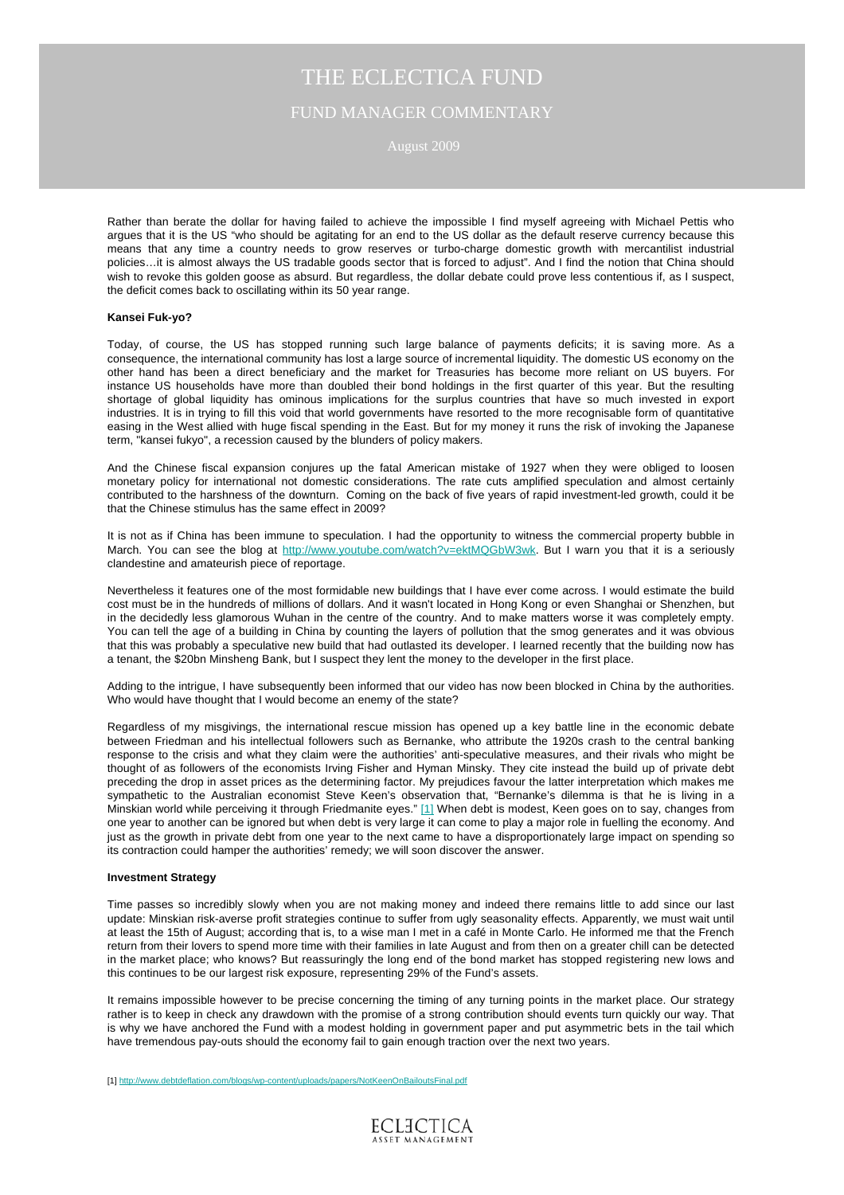Rather than berate the dollar for having failed to achieve the impossible I find myself agreeing with Michael Pettis who argues that it is the US "who should be agitating for an end to the US dollar as the default reserve currency because this means that any time a country needs to grow reserves or turbo-charge domestic growth with mercantilist industrial policies…it is almost always the US tradable goods sector that is forced to adjust". And I find the notion that China should wish to revoke this golden goose as absurd. But regardless, the dollar debate could prove less contentious if, as I suspect, the deficit comes back to oscillating within its 50 year range.

**Kansei Fuk-yo?**

Today, of course, the US has stopped running such large balance of payments deficits; it is saving more. As a consequence, the international community has lost a large source of incremental liquidity. The domestic US economy on the other hand has been a direct beneficiary and the market for Treasuries has become more reliant on US buyers. For instance US households have more than doubled their bond holdings in the first quarter of this year. But the resulting shortage of global liquidity has ominous implications for the surplus countries that have so much invested in export industries. It is in trying to fill this void that world governments have resorted to the more recognisable form of quantitative easing in the West allied with huge fiscal spending in the East. But for my money it runs the risk of invoking the Japanese term, "kansei fukyo", a recession caused by the blunders of policy makers.

And the Chinese fiscal expansion conjures up the fatal American mistake of 1927 when they were obliged to loosen monetary policy for international not domestic considerations. The rate cuts amplified speculation and almost certainly contributed to the harshness of the downturn. Coming on the back of five years of rapid investment-led growth, could it be that the Chinese stimulus has the same effect in 2009?

It is not as if China has been immune to speculation. I had the opportunity to witness the commercial property bubble in March. You can see the blog at http://www.youtube.com/watch?v=ektMQGbW3wk. But I warn you that it is a seriously clandestine and amateurish piece of reportage.

Nevertheless it features one of the most formidable new buildings that I have ever come across. I would estimate the build cost must be in the hundreds of millions of dollars. And it wasn't located in Hong Kong or even Shanghai or Shenzhen, but in the decidedly less glamorous Wuhan in the centre of the country. And to make matters worse it was completely empty. You can tell the age of a building in China by counting the layers of pollution that the smog generates and it was obvious that this was probably a speculative new build that had outlasted its developer. I learned recently that the building now has a tenant, the $20bn Minsheng Bank, but I suspect they lent the money to the developer in the first place.

Adding to the intrigue, I have subsequently been informed that our video has now been blocked in China by the authorities. Who would have thought that I would become an enemy of the state?

Regardless of my misgivings, the international rescue mission has opened up a key battle line in the economic debate between Friedman and his intellectual followers such as Bernanke, who attribute the 1920s crash to the central banking response to the crisis and what they claim were the authorities' anti-speculative measures, and their rivals who might be thought of as followers of the economists Irving Fisher and Hyman Minsky. They cite instead the build up of private debt preceding the drop in asset prices as the determining factor. My prejudices favour the latter interpretation which makes me sympathetic to the Australian economist Steve Keen's observation that, "Bernanke's dilemma is that he is living in a Minskian world while perceiving it through Friedmanite eyes." [1] When debt is modest, Keen goes on to say, changes from one year to another can be ignored but when debt is very large it can come to play a major role in fuelling the economy. And just as the growth in private debt from one year to the next came to have a disproportionately large impact on spending so its contraction could hamper the authorities' remedy; we will soon discover the answer.

**Investment Strategy**

Time passes so incredibly slowly when you are not making money and indeed there remains little to add since our last update: Minskian risk-averse profit strategies continue to suffer from ugly seasonality effects. Apparently, we must wait until at least the 15th of August; according that is, to a wise man I met in a café in Monte Carlo. He informed me that the French return from their lovers to spend more time with their families in late August and from then on a greater chill can be detected in the market place; who knows? But reassuringly the long end of the bond market has stopped registering new lows and this continues to be our largest risk exposure, representing 29% of the Fund's assets.

It remains impossible however to be precise concerning the timing of any turning points in the market place. Our strategy rather is to keep in check any drawdown with the promise of a strong contribution should events turn quickly our way. That is why we have anchored the Fund with a modest holding in government paper and put asymmetric bets in the tail which have tremendous pay-outs should the economy fail to gain enough traction over the next two years.

[1] http://www.debtdeflation.com/blogs/wp-content/uploads/papers/NotKeenOnBailoutsFinal.pdf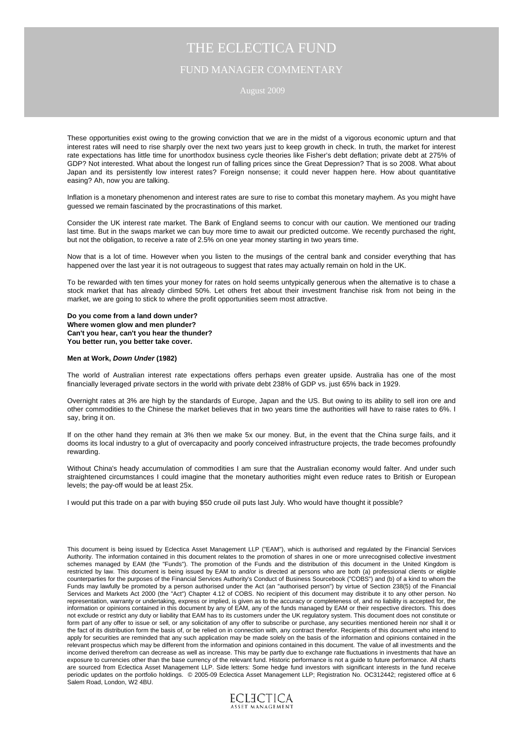These opportunities exist owing to the growing conviction that we are in the midst of a vigorous economic upturn and that interest rates will need to rise sharply over the next two years just to keep growth in check. In truth, the market for interest rate expectations has little time for unorthodox business cycle theories like Fisher's debt deflation; private debt at 275% of GDP? Not interested. What about the longest run of falling prices since the Great Depression? That is so 2008. What about Japan and its persistently low interest rates? Foreign nonsense; it could never happen here. How about quantitative easing? Ah, now you are talking.

Inflation is a monetary phenomenon and interest rates are sure to rise to combat this monetary mayhem. As you might have guessed we remain fascinated by the procrastinations of this market.

Consider the UK interest rate market. The Bank of England seems to concur with our caution. We mentioned our trading last time. But in the swaps market we can buy more time to await our predicted outcome. We recently purchased the right, but not the obligation, to receive a rate of 2.5% on one year money starting in two years time.

Now that is a lot of time. However when you listen to the musings of the central bank and consider everything that has happened over the last year it is not outrageous to suggest that rates may actually remain on hold in the UK.

To be rewarded with ten times your money for rates on hold seems untypically generous when the alternative is to chase a stock market that has already climbed 50%. Let others fret about their investment franchise risk from not being in the market, we are going to stick to where the profit opportunities seem most attractive.

**Do you come from a land down under?**
**Where women glow and men plunder?**
**Can't you hear, can't you hear the thunder?**
**You better run, you better take cover.**

**Men at Work, *Down Under* (1982)**

The world of Australian interest rate expectations offers perhaps even greater upside. Australia has one of the most financially leveraged private sectors in the world with private debt 238% of GDP vs. just 65% back in 1929.

Overnight rates at 3% are high by the standards of Europe, Japan and the US. But owing to its ability to sell iron ore and other commodities to the Chinese the market believes that in two years time the authorities will have to raise rates to 6%. I say, bring it on.

If on the other hand they remain at 3% then we make 5x our money. But, in the event that the China surge fails, and it dooms its local industry to a glut of overcapacity and poorly conceived infrastructure projects, the trade becomes profoundly rewarding.

Without China's heady accumulation of commodities I am sure that the Australian economy would falter. And under such straightened circumstances I could imagine that the monetary authorities might even reduce rates to British or European levels; the pay-off would be at least 25x.

I would put this trade on a par with buying $50 crude oil puts last July. Who would have thought it possible?

This document is being issued by Eclectica Asset Management LLP ("EAM"), which is authorised and regulated by the Financial Services Authority. The information contained in this document relates to the promotion of shares in one or more unrecognised collective investment schemes managed by EAM (the "Funds"). The promotion of the Funds and the distribution of this document in the United Kingdom is restricted by law. This document is being issued by EAM to and/or is directed at persons who are both (a) professional clients or eligible counterparties for the purposes of the Financial Services Authority's Conduct of Business Sourcebook ("COBS") and (b) of a kind to whom the Funds may lawfully be promoted by a person authorised under the Act (an "authorised person") by virtue of Section 238(5) of the Financial Services and Markets Act 2000 (the "Act") Chapter 4.12 of COBS. No recipient of this document may distribute it to any other person. No representation, warranty or undertaking, express or implied, is given as to the accuracy or completeness of, and no liability is accepted for, the information or opinions contained in this document by any of EAM, any of the funds managed by EAM or their respective directors. This does not exclude or restrict any duty or liability that EAM has to its customers under the UK regulatory system. This document does not constitute or form part of any offer to issue or sell, or any solicitation of any offer to subscribe or purchase, any securities mentioned herein nor shall it or the fact of its distribution form the basis of, or be relied on in connection with, any contract therefor. Recipients of this document who intend to apply for securities are reminded that any such application may be made solely on the basis of the information and opinions contained in the relevant prospectus which may be different from the information and opinions contained in this document. The value of all investments and the income derived therefrom can decrease as well as increase. This may be partly due to exchange rate fluctuations in investments that have an exposure to currencies other than the base currency of the relevant fund. Historic performance is not a guide to future performance. All charts are sourced from Eclectica Asset Management LLP. Side letters: Some hedge fund investors with significant interests in the fund receive periodic updates on the portfolio holdings. © 2005-09 Eclectica Asset Management LLP; Registration No. OC312442; registered office at 6 Salem Road, London, W2 4BU.